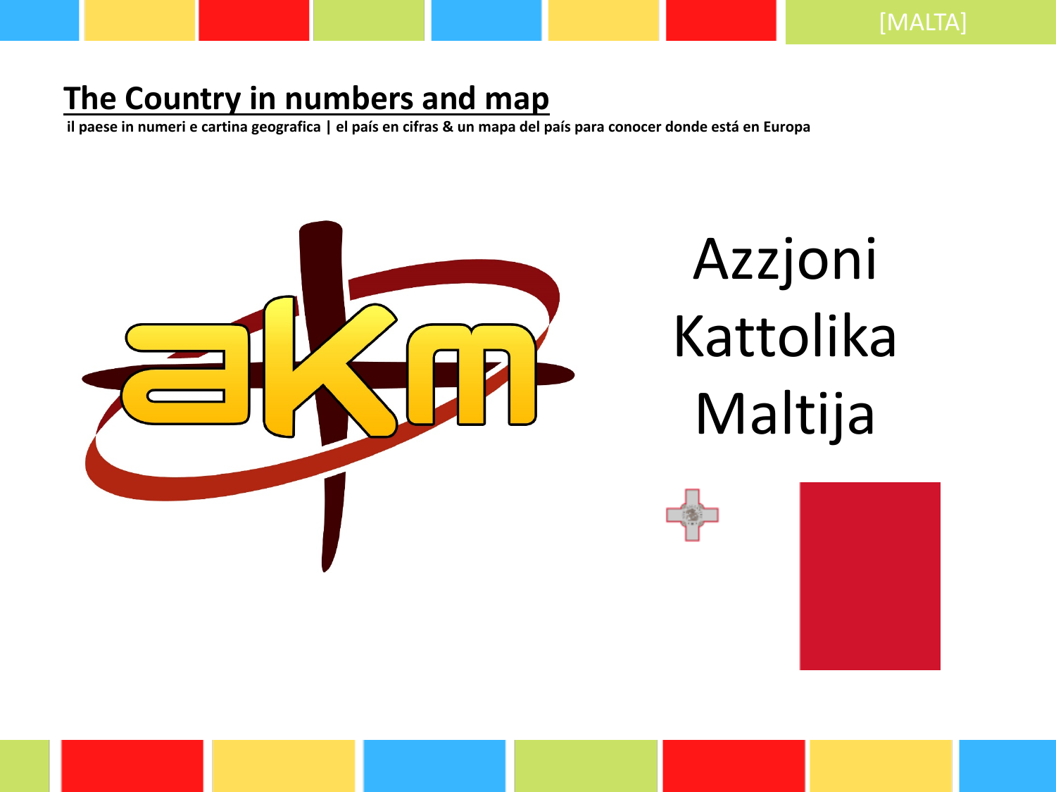## The Country in numbers and map

**il paese in numeri e cartina geografica | el país en cifras & un mapa del país para conocer donde está en Europa**

Azzjoni Kattolika Maltija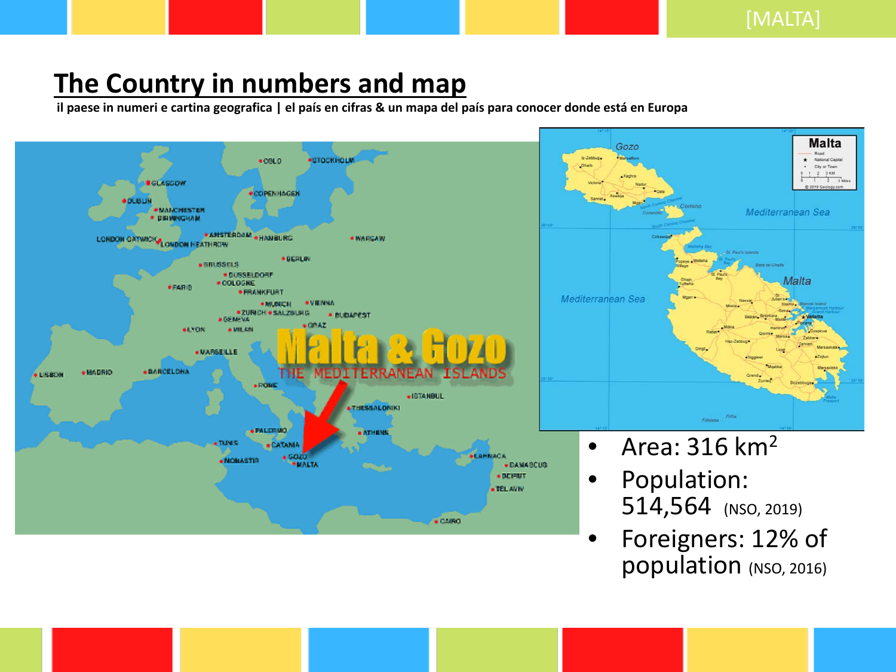## The Country in numbers and map

**il paese in numeri e cartina geografica | el país en cifras & un mapa del país para conocer donde está en Europa**

- Area: 316 $km^2$
- Population: 514,564 (NSO, 2019)
- Foreigners: 12% of population (NSO, 2016)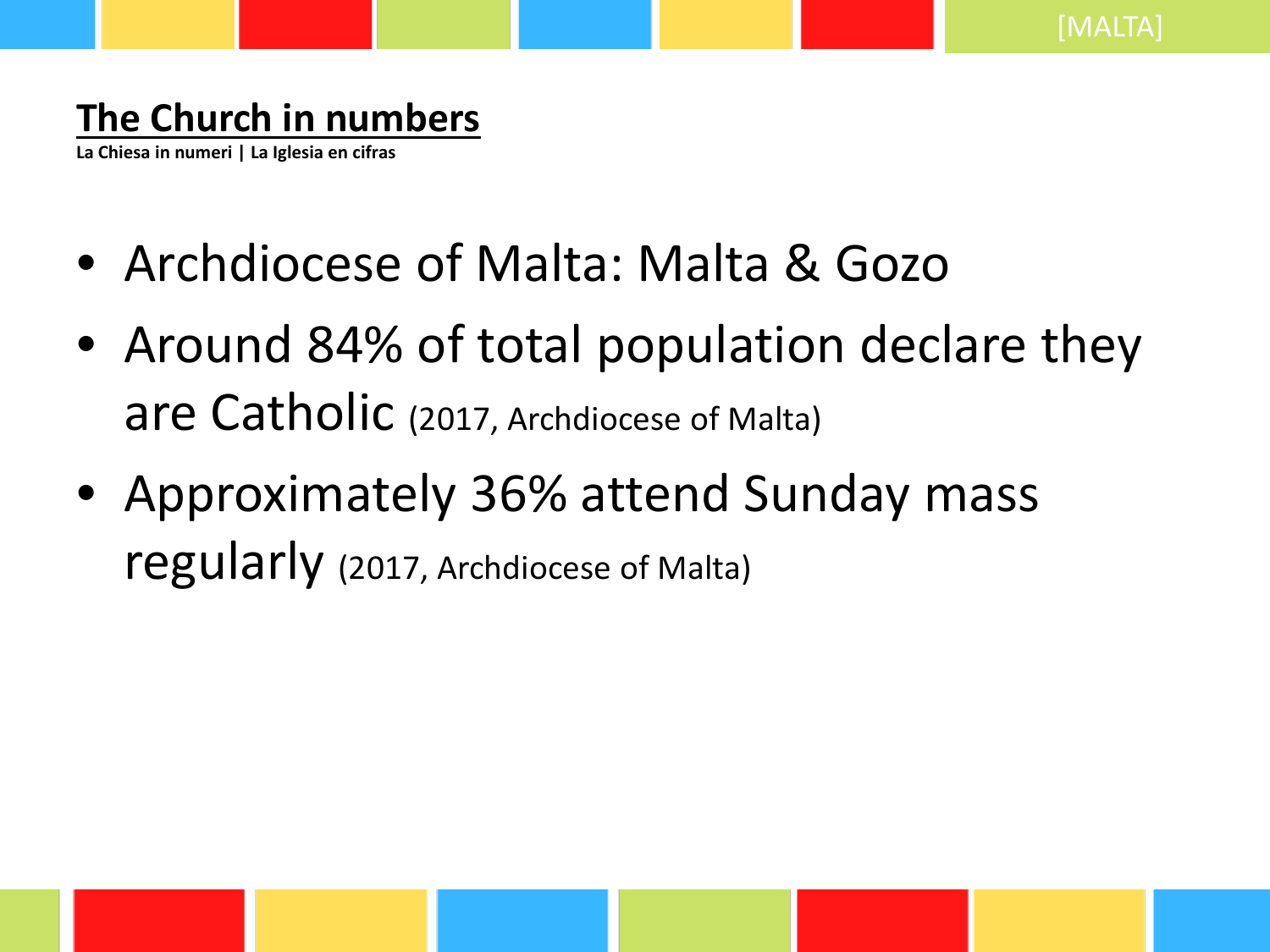## The Church in numbers

**La Chiesa in numeri | La Iglesia en cifras**

- Archdiocese of Malta: Malta & Gozo
- Around 84% of total population declare they are Catholic (2017, Archdiocese of Malta)
- Approximately 36% attend Sunday mass regularly (2017, Archdiocese of Malta)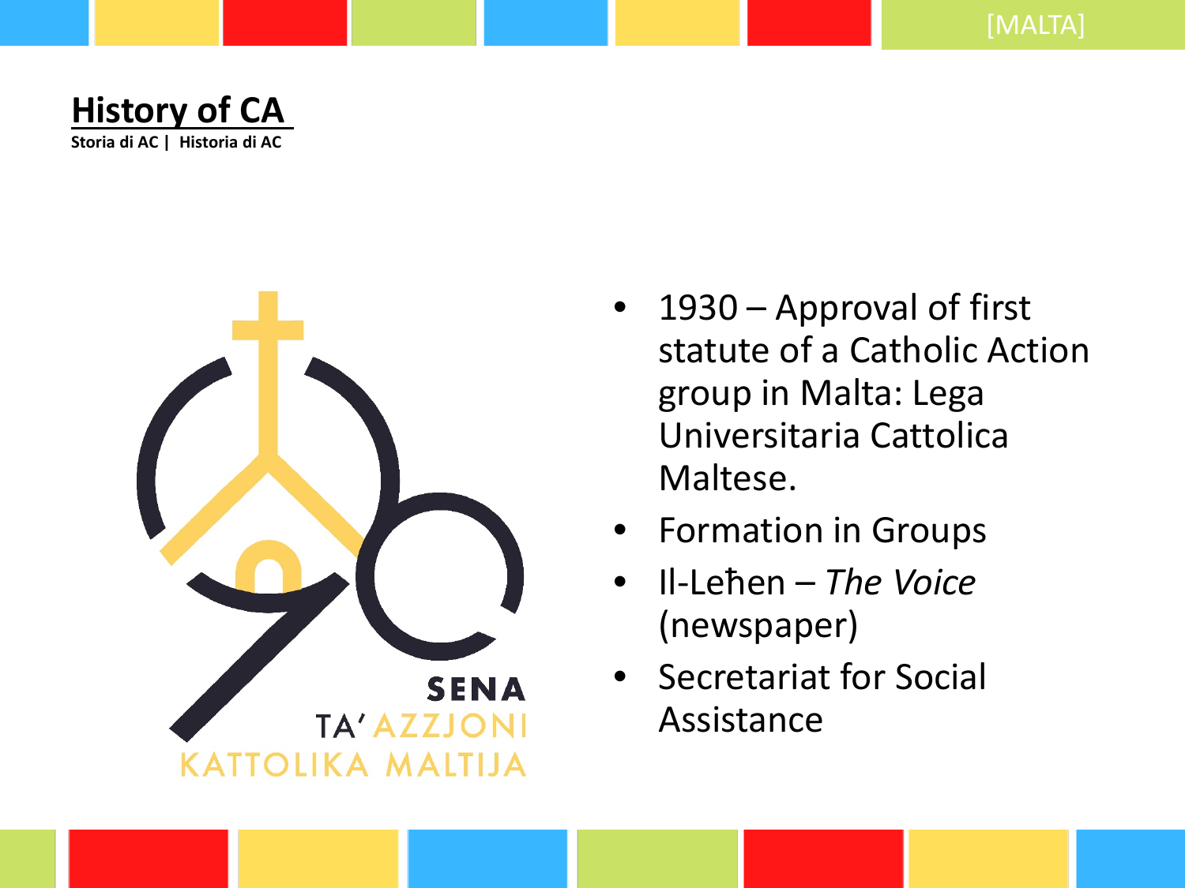## History of CA

**Storia di AC | Historia di AC**

SENA
TA' AZZJONI
KATTOLIKA MALTIJA

- 1930 – Approval of first statute of a Catholic Action group in Malta: Lega Universitaria Cattolica Maltese.
- Formation in Groups
- Il-Leħen – *The Voice* (newspaper)
- Secretariat for Social Assistance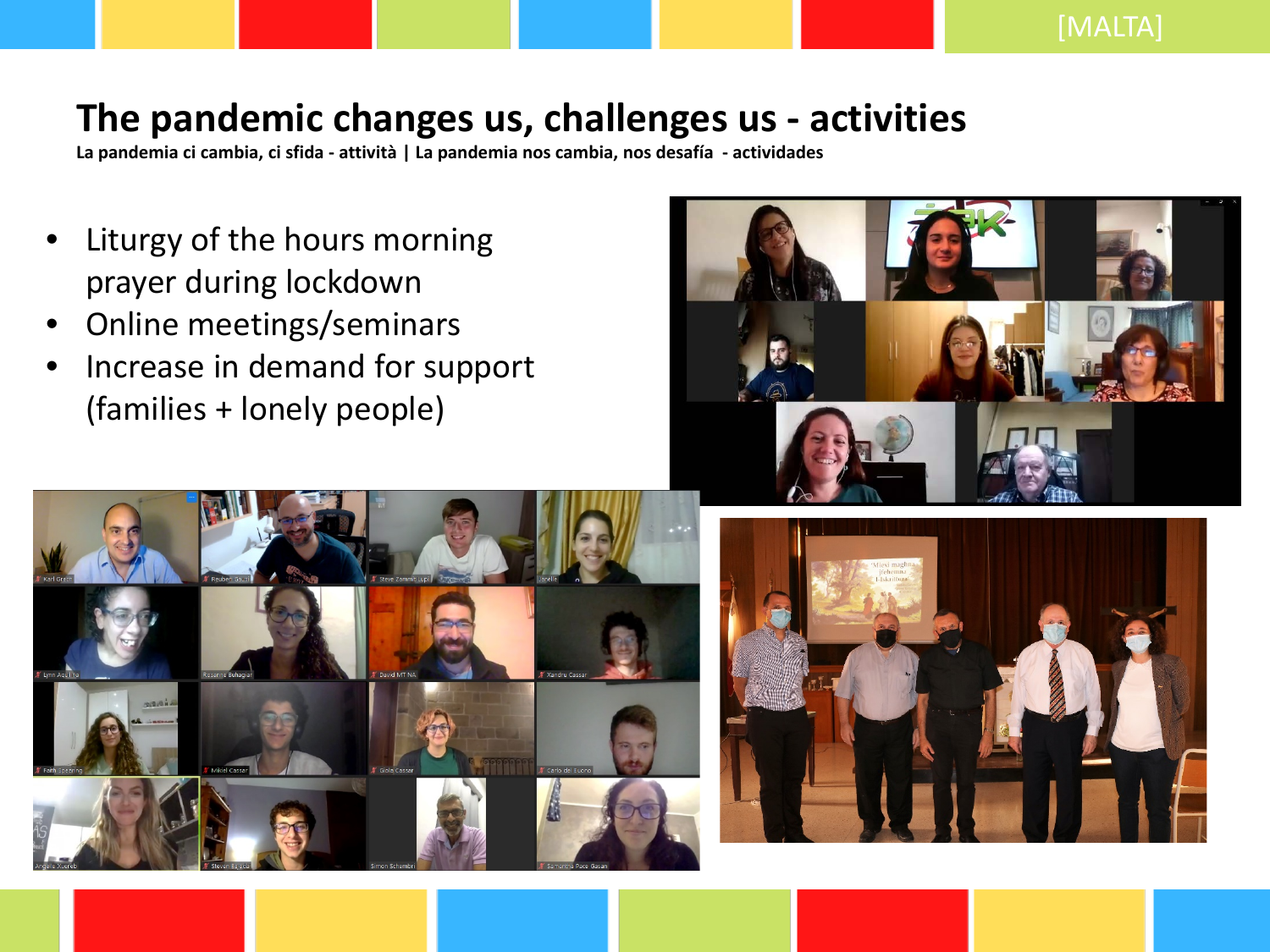[MALTA]

# The pandemic changes us, challenges us - activities

**La pandemia ci cambia, ci sfida - attività | La pandemia nos cambia, nos desafía - actividades**

- Liturgy of the hours morning prayer during lockdown
- Online meetings/seminars
- Increase in demand for support (families + lonely people)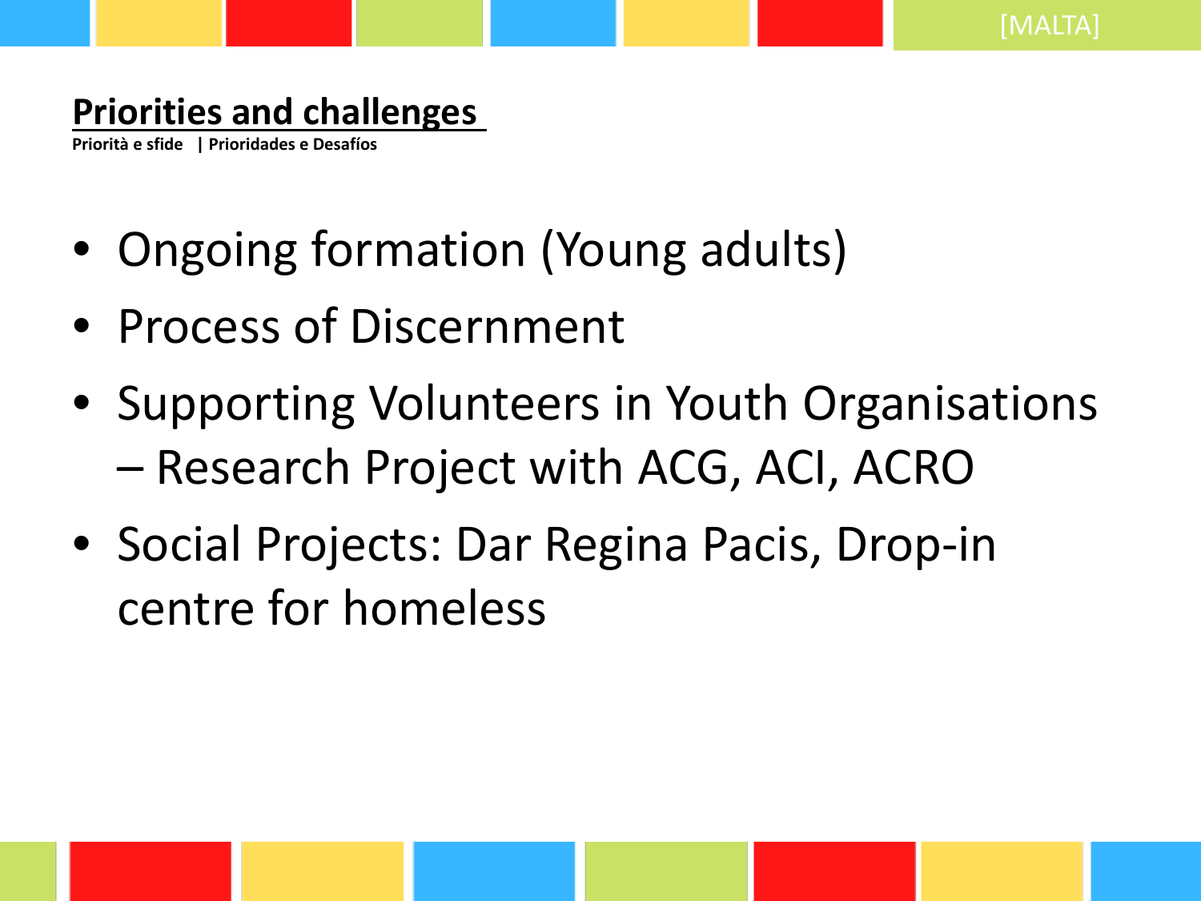[MALTA]

## Priorities and challenges

**Priorità e sfide | Prioridades e Desafíos**

- Ongoing formation (Young adults)
- Process of Discernment
- Supporting Volunteers in Youth Organisations – Research Project with ACG, ACI, ACRO
- Social Projects: Dar Regina Pacis, Drop-in centre for homeless